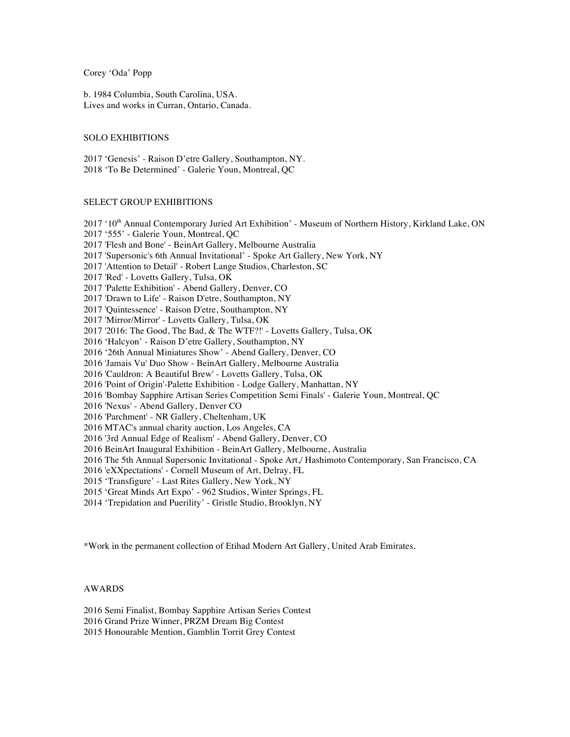Corey 'Oda' Popp

b. 1984 Columbia, South Carolina, USA.
Lives and works in Curran, Ontario, Canada.

## SOLO EXHIBITIONS

2017 'Genesis' - Raison D'etre Gallery, Southampton, NY.
2018 'To Be Determined' - Galerie Youn, Montreal, QC

## SELECT GROUP EXHIBITIONS

2017 '10th Annual Contemporary Juried Art Exhibition' - Museum of Northern History, Kirkland Lake, ON
2017 '555' - Galerie Youn, Montreal, QC
2017 'Flesh and Bone' - BeinArt Gallery, Melbourne Australia
2017 'Supersonic's 6th Annual Invitational' - Spoke Art Gallery, New York, NY
2017 'Attention to Detail' - Robert Lange Studios, Charleston, SC
2017 'Red' - Lovetts Gallery, Tulsa, OK
2017 'Palette Exhibition' - Abend Gallery, Denver, CO
2017 'Drawn to Life' - Raison D'etre, Southampton, NY
2017 'Quintessence' - Raison D'etre, Southampton, NY
2017 'Mirror/Mirror' - Lovetts Gallery, Tulsa, OK
2017 '2016: The Good, The Bad, & The WTF?!' - Lovetts Gallery, Tulsa, OK
2016 'Halcyon' - Raison D'etre Gallery, Southampton, NY
2016 '26th Annual Miniatures Show' - Abend Gallery, Denver, CO
2016 'Jamais Vu' Duo Show - BeinArt Gallery, Melbourne Australia
2016 'Cauldron: A Beautiful Brew' - Lovetts Gallery, Tulsa, OK
2016 'Point of Origin'-Palette Exhibition - Lodge Gallery, Manhattan, NY
2016 'Bombay Sapphire Artisan Series Competition Semi Finals' - Galerie Youn, Montreal, QC
2016 'Nexus' - Abend Gallery, Denver CO
2016 'Parchment' - NR Gallery, Cheltenham, UK
2016 MTAC's annual charity auction, Los Angeles, CA
2016 '3rd Annual Edge of Realism' - Abend Gallery, Denver, CO
2016 BeinArt Inaugural Exhibition - BeinArt Gallery, Melbourne, Australia
2016 The 5th Annual Supersonic Invitational - Spoke Art,/ Hashimoto Contemporary, San Francisco, CA
2016 'eXXpectations' - Cornell Museum of Art, Delray, FL
2015 'Transfigure' - Last Rites Gallery, New York, NY
2015 'Great Minds Art Expo' - 962 Studios, Winter Springs, FL
2014 'Trepidation and Puerility' - Gristle Studio, Brooklyn, NY

*Work in the permanent collection of Etihad Modern Art Gallery, United Arab Emirates.

## AWARDS

2016 Semi Finalist, Bombay Sapphire Artisan Series Contest
2016 Grand Prize Winner, PRZM Dream Big Contest
2015 Honourable Mention, Gamblin Torrit Grey Contest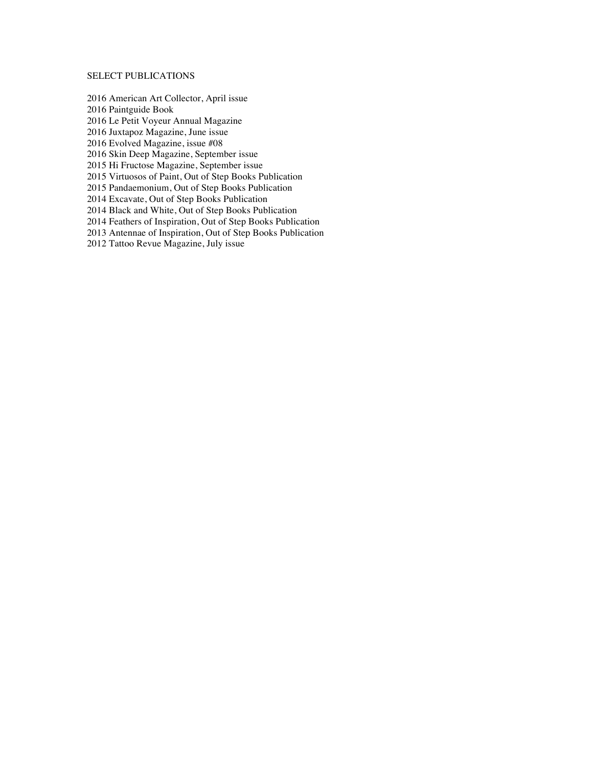## SELECT PUBLICATIONS

2016 American Art Collector, April issue
2016 Paintguide Book
2016 Le Petit Voyeur Annual Magazine
2016 Juxtapoz Magazine, June issue
2016 Evolved Magazine, issue #08
2016 Skin Deep Magazine, September issue
2015 Hi Fructose Magazine, September issue
2015 Virtuosos of Paint, Out of Step Books Publication
2015 Pandaemonium, Out of Step Books Publication
2014 Excavate, Out of Step Books Publication
2014 Black and White, Out of Step Books Publication
2014 Feathers of Inspiration, Out of Step Books Publication
2013 Antennae of Inspiration, Out of Step Books Publication
2012 Tattoo Revue Magazine, July issue